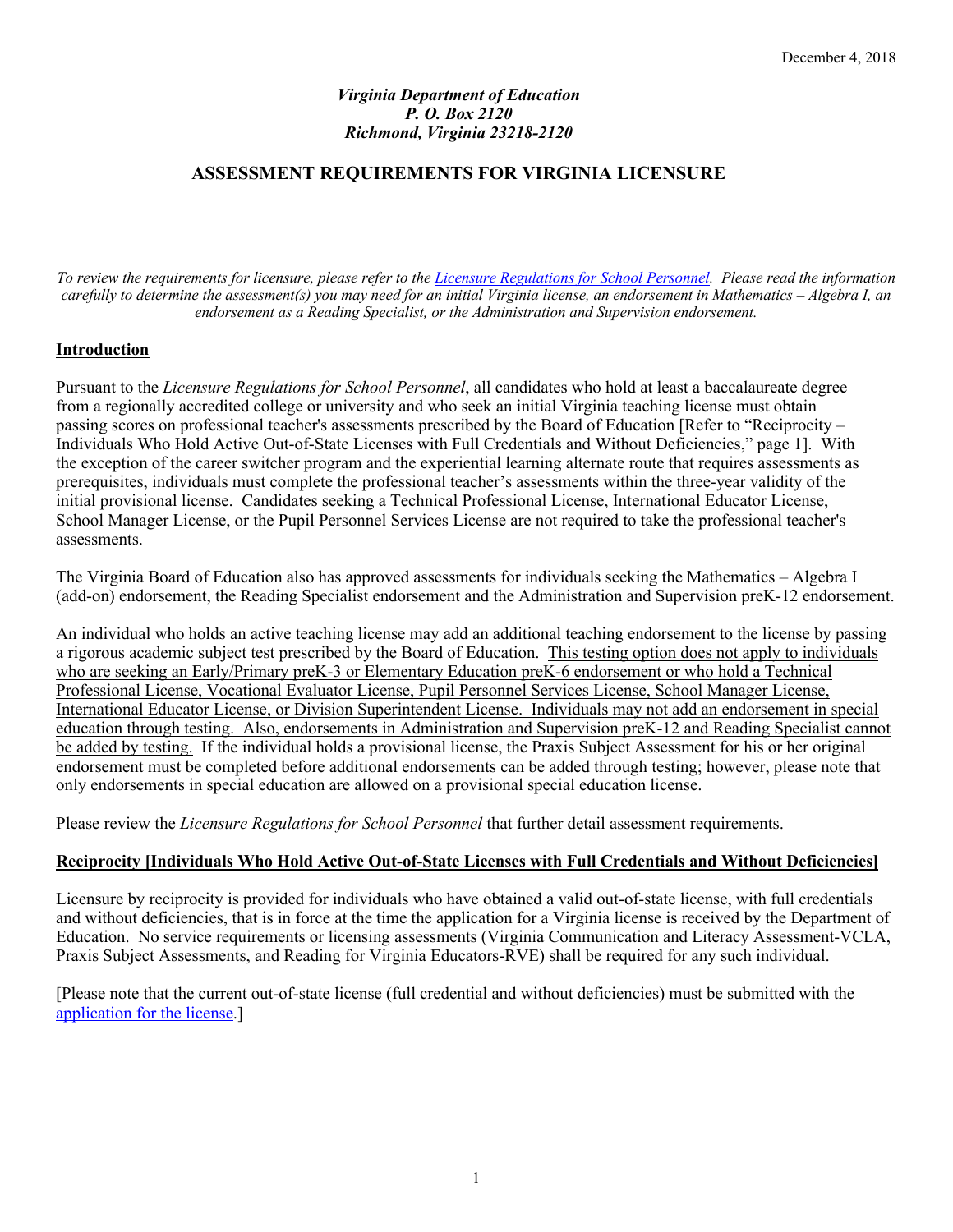December 4, 2018

*Virginia Department of Education*
*P. O. Box 2120*
*Richmond, Virginia 23218-2120*

# ASSESSMENT REQUIREMENTS FOR VIRGINIA LICENSURE

*To review the requirements for licensure, please refer to the [Licensure Regulations for School Personnel](). Please read the information carefully to determine the assessment(s) you may need for an initial Virginia license, an endorsement in Mathematics – Algebra I, an endorsement as a Reading Specialist, or the Administration and Supervision endorsement.*

## Introduction

Pursuant to the *Licensure Regulations for School Personnel*, all candidates who hold at least a baccalaureate degree from a regionally accredited college or university and who seek an initial Virginia teaching license must obtain passing scores on professional teacher's assessments prescribed by the Board of Education [Refer to "Reciprocity – Individuals Who Hold Active Out-of-State Licenses with Full Credentials and Without Deficiencies," page 1]. With the exception of the career switcher program and the experiential learning alternate route that requires assessments as prerequisites, individuals must complete the professional teacher's assessments within the three-year validity of the initial provisional license. Candidates seeking a Technical Professional License, International Educator License, School Manager License, or the Pupil Personnel Services License are not required to take the professional teacher's assessments.

The Virginia Board of Education also has approved assessments for individuals seeking the Mathematics – Algebra I (add-on) endorsement, the Reading Specialist endorsement and the Administration and Supervision preK-12 endorsement.

An individual who holds an active teaching license may add an additional teaching endorsement to the license by passing a rigorous academic subject test prescribed by the Board of Education. This testing option does not apply to individuals who are seeking an Early/Primary preK-3 or Elementary Education preK-6 endorsement or who hold a Technical Professional License, Vocational Evaluator License, Pupil Personnel Services License, School Manager License, International Educator License, or Division Superintendent License. Individuals may not add an endorsement in special education through testing. Also, endorsements in Administration and Supervision preK-12 and Reading Specialist cannot be added by testing. If the individual holds a provisional license, the Praxis Subject Assessment for his or her original endorsement must be completed before additional endorsements can be added through testing; however, please note that only endorsements in special education are allowed on a provisional special education license.

Please review the *Licensure Regulations for School Personnel* that further detail assessment requirements.

## Reciprocity [Individuals Who Hold Active Out-of-State Licenses with Full Credentials and Without Deficiencies]

Licensure by reciprocity is provided for individuals who have obtained a valid out-of-state license, with full credentials and without deficiencies, that is in force at the time the application for a Virginia license is received by the Department of Education. No service requirements or licensing assessments (Virginia Communication and Literacy Assessment-VCLA, Praxis Subject Assessments, and Reading for Virginia Educators-RVE) shall be required for any such individual.

[Please note that the current out-of-state license (full credential and without deficiencies) must be submitted with the [application for the license]().]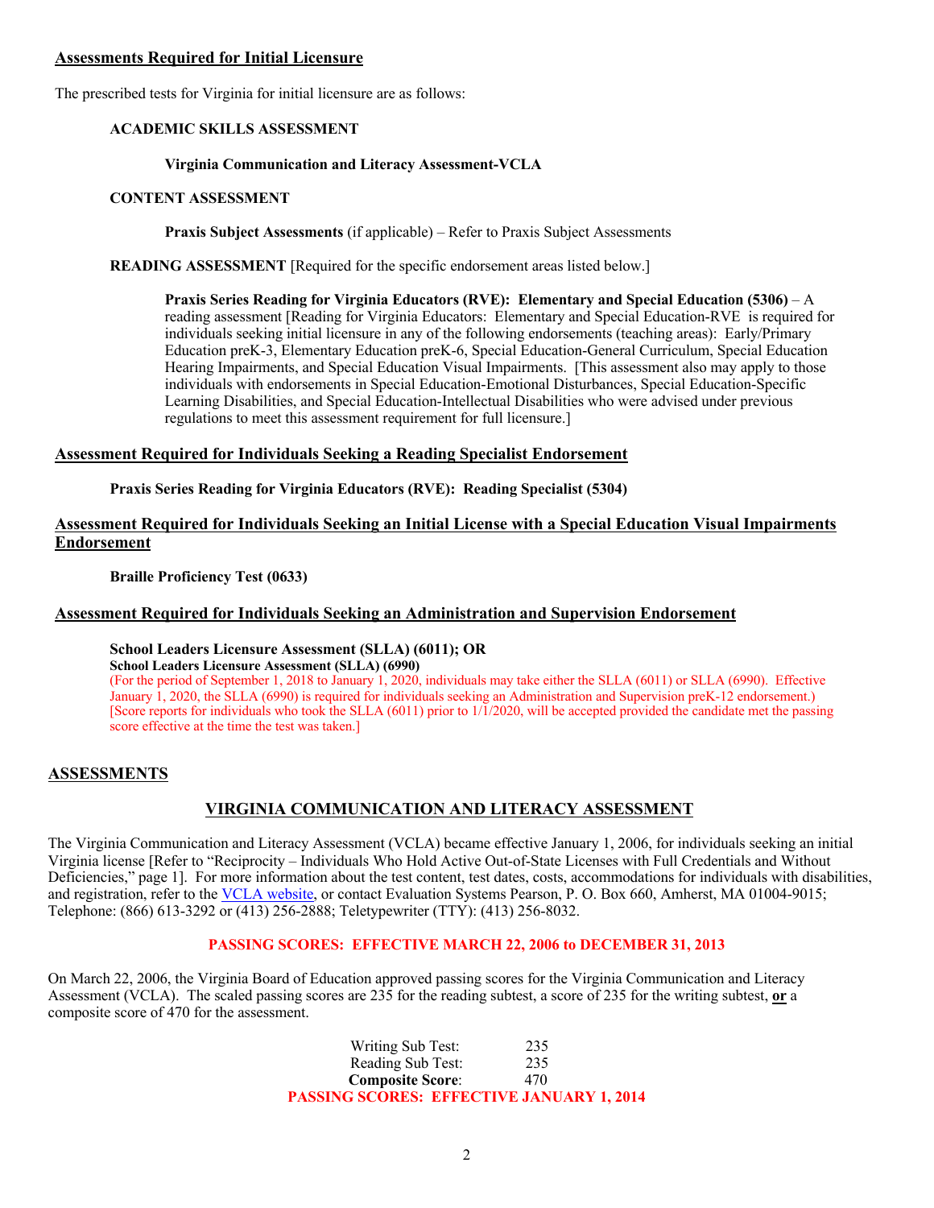## Assessments Required for Initial Licensure

The prescribed tests for Virginia for initial licensure are as follows:

**ACADEMIC SKILLS ASSESSMENT**

**Virginia Communication and Literacy Assessment-VCLA**

**CONTENT ASSESSMENT**

**Praxis Subject Assessments** (if applicable) – Refer to Praxis Subject Assessments

**READING ASSESSMENT** [Required for the specific endorsement areas listed below.]

**Praxis Series Reading for Virginia Educators (RVE): Elementary and Special Education (5306)** – A reading assessment [Reading for Virginia Educators: Elementary and Special Education-RVE is required for individuals seeking initial licensure in any of the following endorsements (teaching areas): Early/Primary Education preK-3, Elementary Education preK-6, Special Education-General Curriculum, Special Education Hearing Impairments, and Special Education Visual Impairments. [This assessment also may apply to those individuals with endorsements in Special Education-Emotional Disturbances, Special Education-Specific Learning Disabilities, and Special Education-Intellectual Disabilities who were advised under previous regulations to meet this assessment requirement for full licensure.]

## Assessment Required for Individuals Seeking a Reading Specialist Endorsement

**Praxis Series Reading for Virginia Educators (RVE): Reading Specialist (5304)**

## Assessment Required for Individuals Seeking an Initial License with a Special Education Visual Impairments Endorsement

**Braille Proficiency Test (0633)**

## Assessment Required for Individuals Seeking an Administration and Supervision Endorsement

**School Leaders Licensure Assessment (SLLA) (6011); OR**
**School Leaders Licensure Assessment (SLLA) (6990)**
(For the period of September 1, 2018 to January 1, 2020, individuals may take either the SLLA (6011) or SLLA (6990). Effective January 1, 2020, the SLLA (6990) is required for individuals seeking an Administration and Supervision preK-12 endorsement.) [Score reports for individuals who took the SLLA (6011) prior to 1/1/2020, will be accepted provided the candidate met the passing score effective at the time the test was taken.]

## ASSESSMENTS

## VIRGINIA COMMUNICATION AND LITERACY ASSESSMENT

The Virginia Communication and Literacy Assessment (VCLA) became effective January 1, 2006, for individuals seeking an initial Virginia license [Refer to "Reciprocity – Individuals Who Hold Active Out-of-State Licenses with Full Credentials and Without Deficiencies," page 1]. For more information about the test content, test dates, costs, accommodations for individuals with disabilities, and registration, refer to the VCLA website, or contact Evaluation Systems Pearson, P. O. Box 660, Amherst, MA 01004-9015; Telephone: (866) 613-3292 or (413) 256-2888; Teletypewriter (TTY): (413) 256-8032.

**PASSING SCORES: EFFECTIVE MARCH 22, 2006 to DECEMBER 31, 2013**

On March 22, 2006, the Virginia Board of Education approved passing scores for the Virginia Communication and Literacy Assessment (VCLA). The scaled passing scores are 235 for the reading subtest, a score of 235 for the writing subtest, **or** a composite score of 470 for the assessment.

| | |
|---|---|
| Writing Sub Test: | 235 |
| Reading Sub Test: | 235 |
| **Composite Score**: | 470 |

**PASSING SCORES: EFFECTIVE JANUARY 1, 2014**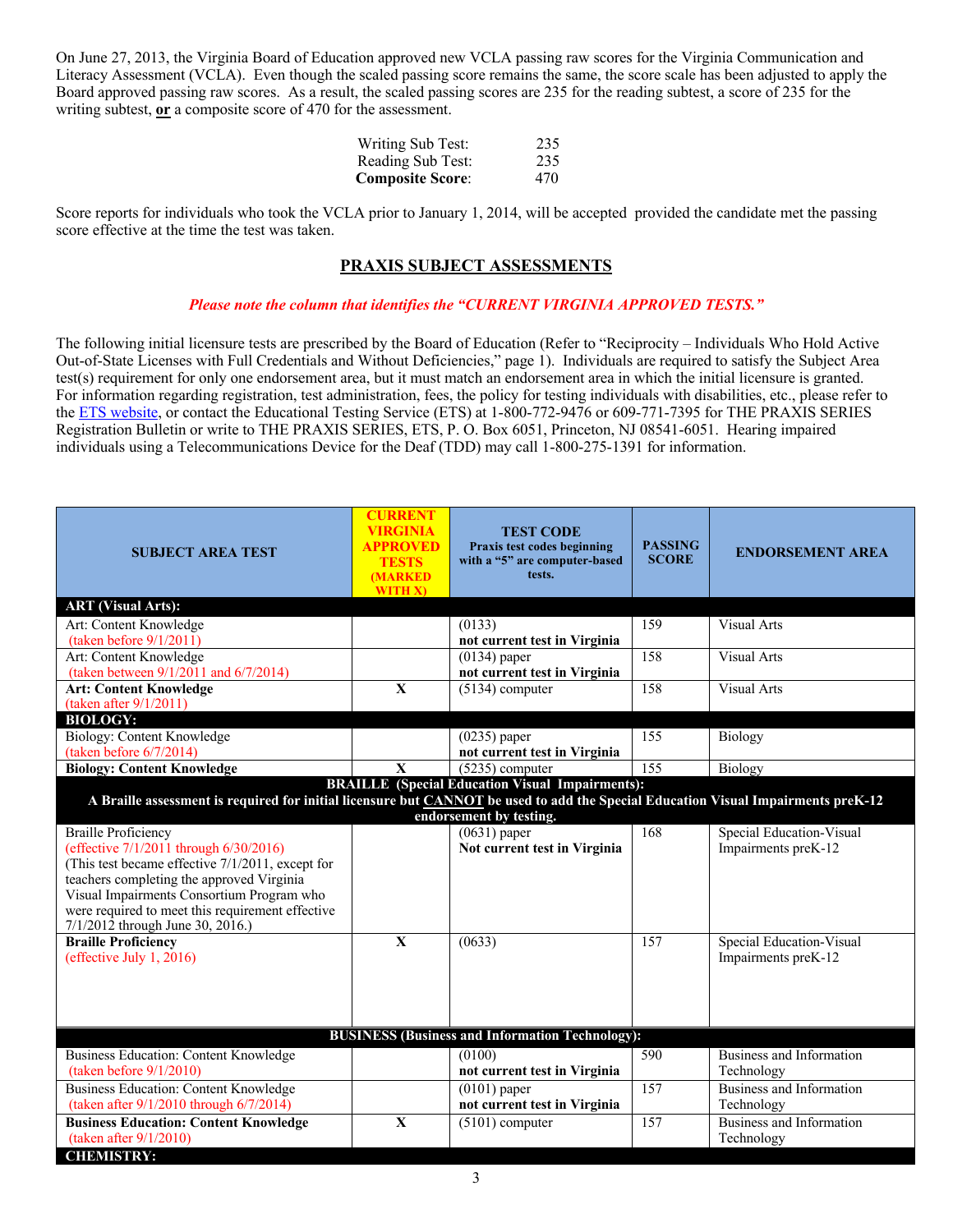On June 27, 2013, the Virginia Board of Education approved new VCLA passing raw scores for the Virginia Communication and Literacy Assessment (VCLA). Even though the scaled passing score remains the same, the score scale has been adjusted to apply the Board approved passing raw scores. As a result, the scaled passing scores are 235 for the reading subtest, a score of 235 for the writing subtest, **or** a composite score of 470 for the assessment.

| | |
|---|---|
| Writing Sub Test: | 235 |
| Reading Sub Test: | 235 |
| **Composite Score**: | 470 |

Score reports for individuals who took the VCLA prior to January 1, 2014, will be accepted provided the candidate met the passing score effective at the time the test was taken.

## PRAXIS SUBJECT ASSESSMENTS

***Please note the column that identifies the "CURRENT VIRGINIA APPROVED TESTS."***

The following initial licensure tests are prescribed by the Board of Education (Refer to "Reciprocity – Individuals Who Hold Active Out-of-State Licenses with Full Credentials and Without Deficiencies," page 1). Individuals are required to satisfy the Subject Area test(s) requirement for only one endorsement area, but it must match an endorsement area in which the initial licensure is granted. For information regarding registration, test administration, fees, the policy for testing individuals with disabilities, etc., please refer to the ETS website, or contact the Educational Testing Service (ETS) at 1-800-772-9476 or 609-771-7395 for THE PRAXIS SERIES Registration Bulletin or write to THE PRAXIS SERIES, ETS, P. O. Box 6051, Princeton, NJ 08541-6051. Hearing impaired individuals using a Telecommunications Device for the Deaf (TDD) may call 1-800-275-1391 for information.

| SUBJECT AREA TEST | CURRENT VIRGINIA APPROVED TESTS (MARKED WITH X) | TEST CODE Praxis test codes beginning with a "5" are computer-based tests. | PASSING SCORE | ENDORSEMENT AREA |
|---|---|---|---|---|
| **ART (Visual Arts):** | | | | |
| Art: Content Knowledge (taken before 9/1/2011) | | (0133) **not current test in Virginia** | 159 | Visual Arts |
| Art: Content Knowledge (taken between 9/1/2011 and 6/7/2014) | | (0134) paper **not current test in Virginia** | 158 | Visual Arts |
| **Art: Content Knowledge** (taken after 9/1/2011) | X | (5134) computer | 158 | Visual Arts |
| **BIOLOGY:** | | | | |
| Biology: Content Knowledge (taken before 6/7/2014) | | (0235) paper **not current test in Virginia** | 155 | Biology |
| **Biology: Content Knowledge** | X | (5235) computer | 155 | Biology |
| **BRAILLE (Special Education Visual Impairments): A Braille assessment is required for initial licensure but CANNOT be used to add the Special Education Visual Impairments preK-12 endorsement by testing.** | | | | |
| Braille Proficiency (effective 7/1/2011 through 6/30/2016) (This test became effective 7/1/2011, except for teachers completing the approved Virginia Visual Impairments Consortium Program who were required to meet this requirement effective 7/1/2012 through June 30, 2016.) | | (0631) paper **Not current test in Virginia** | 168 | Special Education-Visual Impairments preK-12 |
| **Braille Proficiency** (effective July 1, 2016) | X | (0633) | 157 | Special Education-Visual Impairments preK-12 |
| **BUSINESS (Business and Information Technology):** | | | | |
| Business Education: Content Knowledge (taken before 9/1/2010) | | (0100) **not current test in Virginia** | 590 | Business and Information Technology |
| Business Education: Content Knowledge (taken after 9/1/2010 through 6/7/2014) | | (0101) paper **not current test in Virginia** | 157 | Business and Information Technology |
| **Business Education: Content Knowledge** (taken after 9/1/2010) | X | (5101) computer | 157 | Business and Information Technology |
| **CHEMISTRY:** | | | | |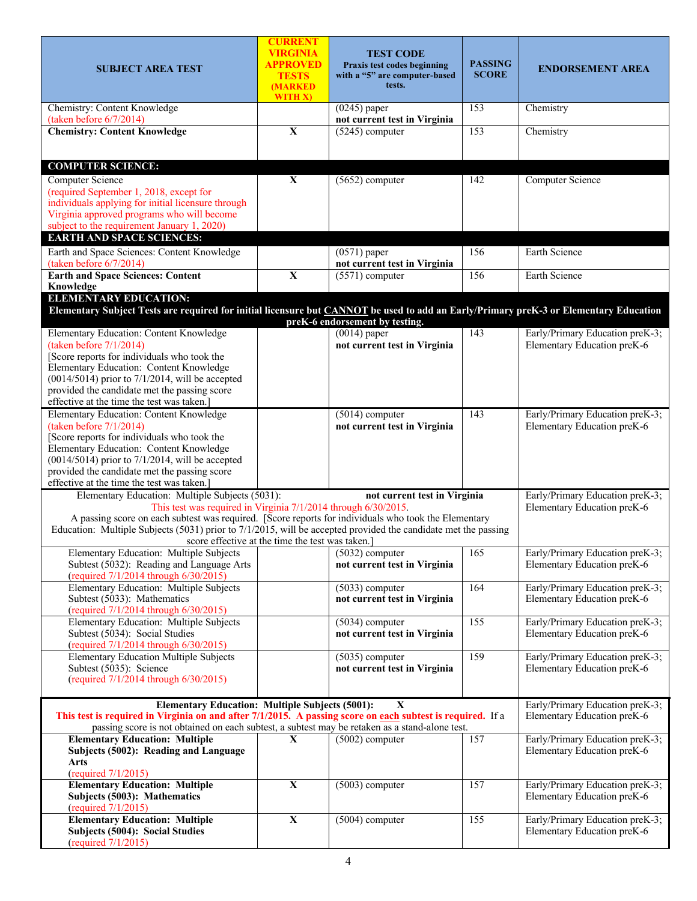| SUBJECT AREA TEST | CURRENT VIRGINIA APPROVED TESTS (MARKED WITH X) | TEST CODE Praxis test codes beginning with a "5" are computer-based tests. | PASSING SCORE | ENDORSEMENT AREA |
|---|---|---|---|---|
| Chemistry: Content Knowledge (taken before 6/7/2014) | | (0245) paper **not current test in Virginia** | 153 | Chemistry |
| **Chemistry: Content Knowledge** | **X** | (5245) computer | 153 | Chemistry |
| **COMPUTER SCIENCE:** | | | | |
| Computer Science (required September 1, 2018, except for individuals applying for initial licensure through Virginia approved programs who will become subject to the requirement January 1, 2020) | **X** | (5652) computer | 142 | Computer Science |
| **EARTH AND SPACE SCIENCES:** | | | | |
| Earth and Space Sciences: Content Knowledge (taken before 6/7/2014) | | (0571) paper **not current test in Virginia** | 156 | Earth Science |
| **Earth and Space Sciences: Content Knowledge** | **X** | (5571) computer | 156 | Earth Science |
| **ELEMENTARY EDUCATION: Elementary Subject Tests are required for initial licensure but <u>CANNOT</u> be used to add an Early/Primary preK-3 or Elementary Education preK-6 endorsement by testing.** | | | | |
| Elementary Education: Content Knowledge (taken before 7/1/2014) [Score reports for individuals who took the Elementary Education: Content Knowledge (0014/5014) prior to 7/1/2014, will be accepted provided the candidate met the passing score effective at the time the test was taken.] | | (0014) paper **not current test in Virginia** | 143 | Early/Primary Education preK-3; Elementary Education preK-6 |
| Elementary Education: Content Knowledge (taken before 7/1/2014) [Score reports for individuals who took the Elementary Education: Content Knowledge (0014/5014) prior to 7/1/2014, will be accepted provided the candidate met the passing score effective at the time the test was taken.] | | (5014) computer **not current test in Virginia** | 143 | Early/Primary Education preK-3; Elementary Education preK-6 |
| Elementary Education: Multiple Subjects (5031): **not current test in Virginia** This test was required in Virginia 7/1/2014 through 6/30/2015. A passing score on each subtest was required. [Score reports for individuals who took the Elementary Education: Multiple Subjects (5031) prior to 7/1/2015, will be accepted provided the candidate met the passing score effective at the time the test was taken.] | | | | Early/Primary Education preK-3; Elementary Education preK-6 |
| Elementary Education: Multiple Subjects Subtest (5032): Reading and Language Arts (required 7/1/2014 through 6/30/2015) | | (5032) computer **not current test in Virginia** | 165 | Early/Primary Education preK-3; Elementary Education preK-6 |
| Elementary Education: Multiple Subjects Subtest (5033): Mathematics (required 7/1/2014 through 6/30/2015) | | (5033) computer **not current test in Virginia** | 164 | Early/Primary Education preK-3; Elementary Education preK-6 |
| Elementary Education: Multiple Subjects Subtest (5034): Social Studies (required 7/1/2014 through 6/30/2015) | | (5034) computer **not current test in Virginia** | 155 | Early/Primary Education preK-3; Elementary Education preK-6 |
| Elementary Education Multiple Subjects Subtest (5035): Science (required 7/1/2014 through 6/30/2015) | | (5035) computer **not current test in Virginia** | 159 | Early/Primary Education preK-3; Elementary Education preK-6 |
| **Elementary Education: Multiple Subjects (5001): X** **This test is required in Virginia on and after 7/1/2015. A passing score on <u>each</u> subtest is required.** If a passing score is not obtained on each subtest, a subtest may be retaken as a stand-alone test. | | | | Early/Primary Education preK-3; Elementary Education preK-6 |
| **Elementary Education: Multiple Subjects (5002): Reading and Language Arts** (required 7/1/2015) | **X** | (5002) computer | 157 | Early/Primary Education preK-3; Elementary Education preK-6 |
| **Elementary Education: Multiple Subjects (5003): Mathematics** (required 7/1/2015) | **X** | (5003) computer | 157 | Early/Primary Education preK-3; Elementary Education preK-6 |
| **Elementary Education: Multiple Subjects (5004): Social Studies** (required 7/1/2015) | **X** | (5004) computer | 155 | Early/Primary Education preK-3; Elementary Education preK-6 |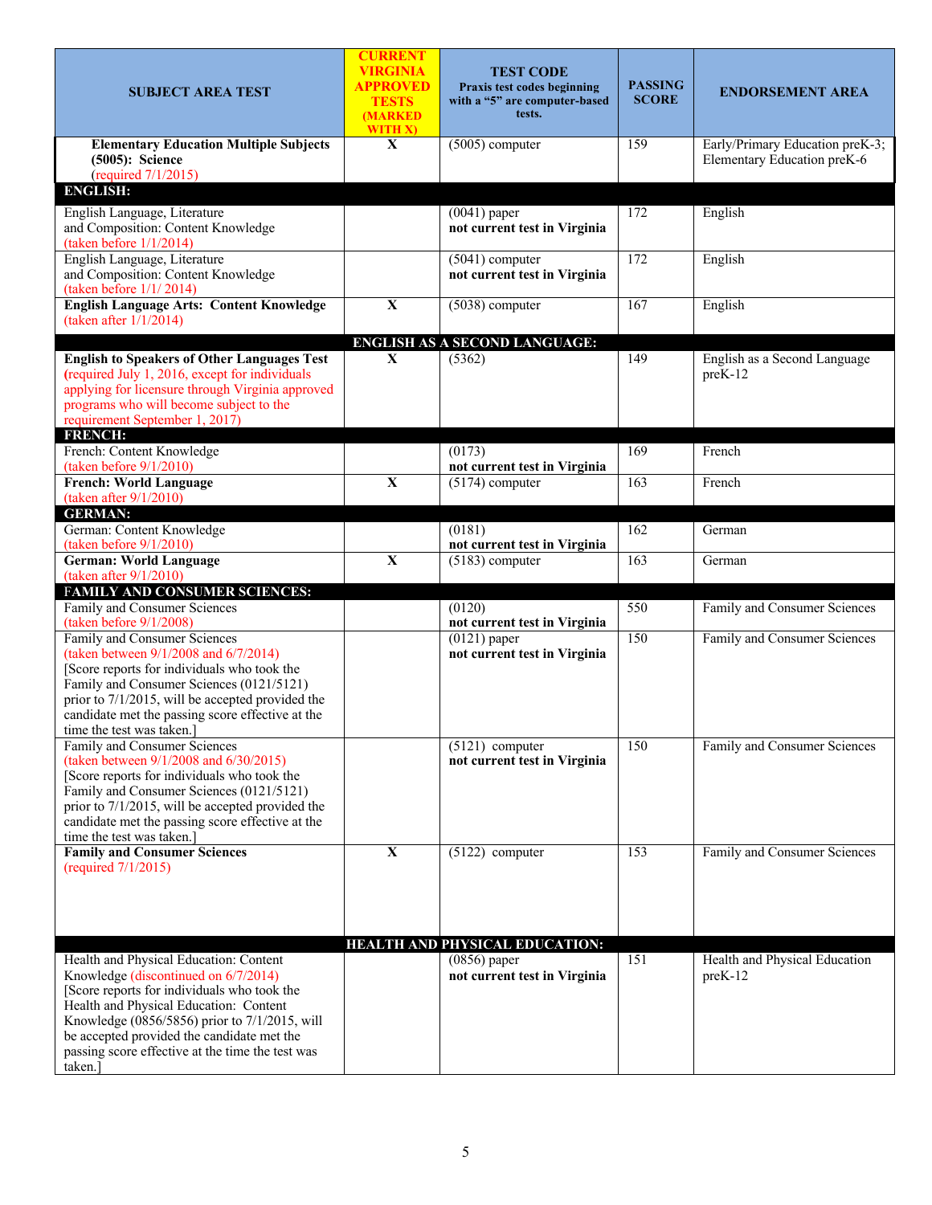| SUBJECT AREA TEST | CURRENT VIRGINIA APPROVED TESTS (MARKED WITH X) | TEST CODE Praxis test codes beginning with a "5" are computer-based tests. | PASSING SCORE | ENDORSEMENT AREA |
|---|---|---|---|---|
| **Elementary Education Multiple Subjects (5005): Science** (required 7/1/2015) | X | (5005) computer | 159 | Early/Primary Education preK-3; Elementary Education preK-6 |
| **ENGLISH:** | | | | |
| English Language, Literature and Composition: Content Knowledge (taken before 1/1/2014) | | (0041) paper **not current test in Virginia** | 172 | English |
| English Language, Literature and Composition: Content Knowledge (taken before 1/1/ 2014) | | (5041) computer **not current test in Virginia** | 172 | English |
| **English Language Arts: Content Knowledge** (taken after 1/1/2014) | X | (5038) computer | 167 | English |
| **ENGLISH AS A SECOND LANGUAGE:** | | | | |
| **English to Speakers of Other Languages Test** (required July 1, 2016, except for individuals applying for licensure through Virginia approved programs who will become subject to the requirement September 1, 2017) | X | (5362) | 149 | English as a Second Language preK-12 |
| **FRENCH:** | | | | |
| French: Content Knowledge (taken before 9/1/2010) | | (0173) **not current test in Virginia** | 169 | French |
| **French: World Language** (taken after 9/1/2010) | X | (5174) computer | 163 | French |
| **GERMAN:** | | | | |
| German: Content Knowledge (taken before 9/1/2010) | | (0181) **not current test in Virginia** | 162 | German |
| **German: World Language** (taken after 9/1/2010) | X | (5183) computer | 163 | German |
| **FAMILY AND CONSUMER SCIENCES:** | | | | |
| Family and Consumer Sciences (taken before 9/1/2008) | | (0120) **not current test in Virginia** | 550 | Family and Consumer Sciences |
| Family and Consumer Sciences (taken between 9/1/2008 and 6/7/2014) [Score reports for individuals who took the Family and Consumer Sciences (0121/5121) prior to 7/1/2015, will be accepted provided the candidate met the passing score effective at the time the test was taken.] | | (0121) paper **not current test in Virginia** | 150 | Family and Consumer Sciences |
| Family and Consumer Sciences (taken between 9/1/2008 and 6/30/2015) [Score reports for individuals who took the Family and Consumer Sciences (0121/5121) prior to 7/1/2015, will be accepted provided the candidate met the passing score effective at the time the test was taken.] | | (5121) computer **not current test in Virginia** | 150 | Family and Consumer Sciences |
| **Family and Consumer Sciences** (required 7/1/2015) | X | (5122) computer | 153 | Family and Consumer Sciences |
| **HEALTH AND PHYSICAL EDUCATION:** | | | | |
| Health and Physical Education: Content Knowledge (discontinued on 6/7/2014) [Score reports for individuals who took the Health and Physical Education: Content Knowledge (0856/5856) prior to 7/1/2015, will be accepted provided the candidate met the passing score effective at the time the test was taken.] | | (0856) paper **not current test in Virginia** | 151 | Health and Physical Education preK-12 |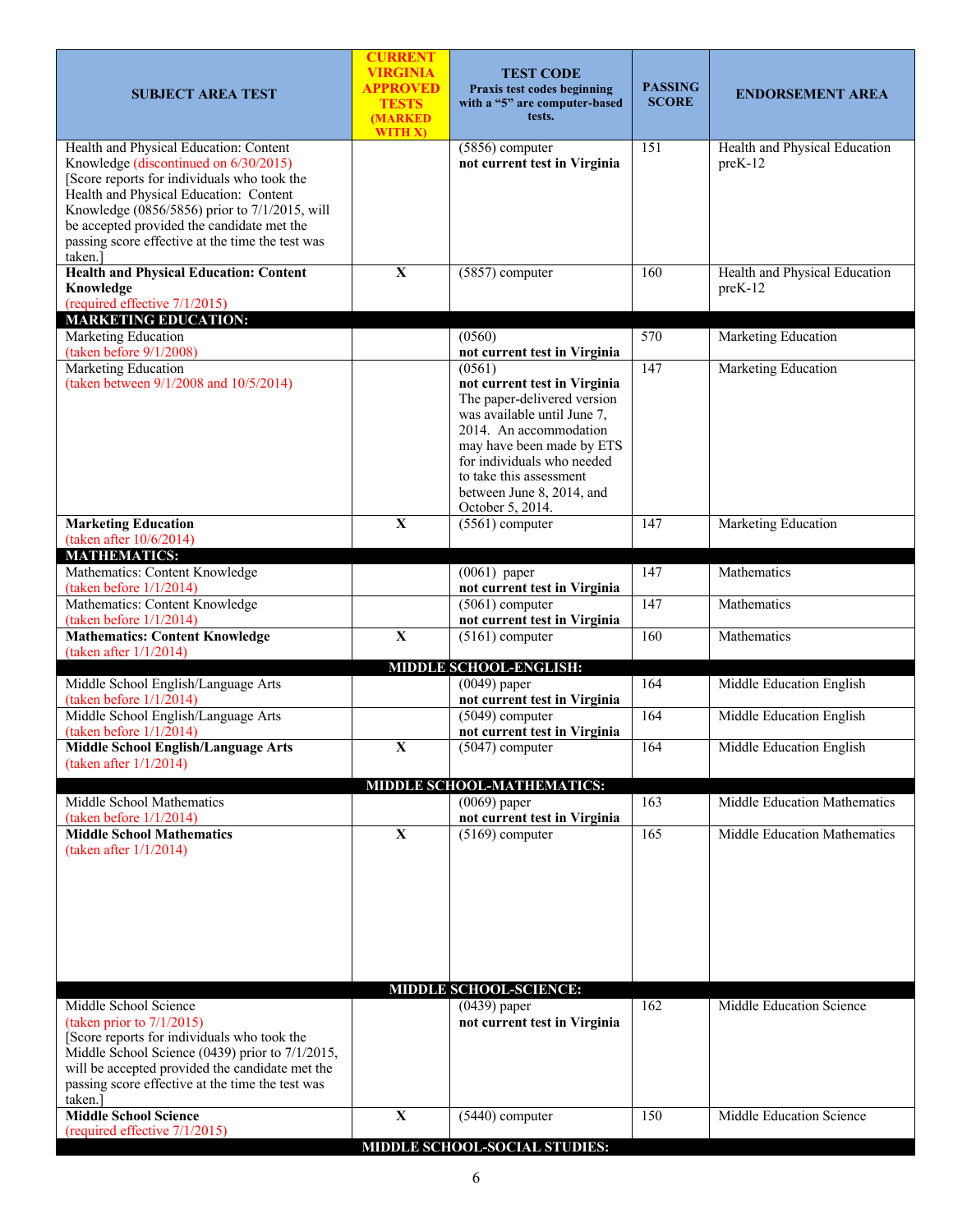| SUBJECT AREA TEST | CURRENT VIRGINIA APPROVED TESTS (MARKED WITH X) | TEST CODE Praxis test codes beginning with a "5" are computer-based tests. | PASSING SCORE | ENDORSEMENT AREA |
|---|---|---|---|---|
| Health and Physical Education: Content Knowledge (discontinued on 6/30/2015) [Score reports for individuals who took the Health and Physical Education: Content Knowledge (0856/5856) prior to 7/1/2015, will be accepted provided the candidate met the passing score effective at the time the test was taken.] | | (5856) computer **not current test in Virginia** | 151 | Health and Physical Education preK-12 |
| **Health and Physical Education: Content Knowledge** (required effective 7/1/2015) | X | (5857) computer | 160 | Health and Physical Education preK-12 |
| **MARKETING EDUCATION:** | | | | |
| Marketing Education (taken before 9/1/2008) | | (0560) **not current test in Virginia** | 570 | Marketing Education |
| Marketing Education (taken between 9/1/2008 and 10/5/2014) | | (0561) **not current test in Virginia** The paper-delivered version was available until June 7, 2014. An accommodation may have been made by ETS for individuals who needed to take this assessment between June 8, 2014, and October 5, 2014. | 147 | Marketing Education |
| **Marketing Education** (taken after 10/6/2014) | X | (5561) computer | 147 | Marketing Education |
| **MATHEMATICS:** | | | | |
| Mathematics: Content Knowledge (taken before 1/1/2014) | | (0061) paper **not current test in Virginia** | 147 | Mathematics |
| Mathematics: Content Knowledge (taken before 1/1/2014) | | (5061) computer **not current test in Virginia** | 147 | Mathematics |
| **Mathematics: Content Knowledge** (taken after 1/1/2014) | X | (5161) computer | 160 | Mathematics |
| **MIDDLE SCHOOL-ENGLISH:** | | | | |
| Middle School English/Language Arts (taken before 1/1/2014) | | (0049) paper **not current test in Virginia** | 164 | Middle Education English |
| Middle School English/Language Arts (taken before 1/1/2014) | | (5049) computer **not current test in Virginia** | 164 | Middle Education English |
| **Middle School English/Language Arts** (taken after 1/1/2014) | X | (5047) computer | 164 | Middle Education English |
| **MIDDLE SCHOOL-MATHEMATICS:** | | | | |
| Middle School Mathematics (taken before 1/1/2014) | | (0069) paper **not current test in Virginia** | 163 | Middle Education Mathematics |
| **Middle School Mathematics** (taken after 1/1/2014) | X | (5169) computer | 165 | Middle Education Mathematics |
| **MIDDLE SCHOOL-SCIENCE:** | | | | |
| Middle School Science (taken prior to 7/1/2015) [Score reports for individuals who took the Middle School Science (0439) prior to 7/1/2015, will be accepted provided the candidate met the passing score effective at the time the test was taken.] | | (0439) paper **not current test in Virginia** | 162 | Middle Education Science |
| **Middle School Science** (required effective 7/1/2015) | X | (5440) computer | 150 | Middle Education Science |
| **MIDDLE SCHOOL-SOCIAL STUDIES:** | | | | |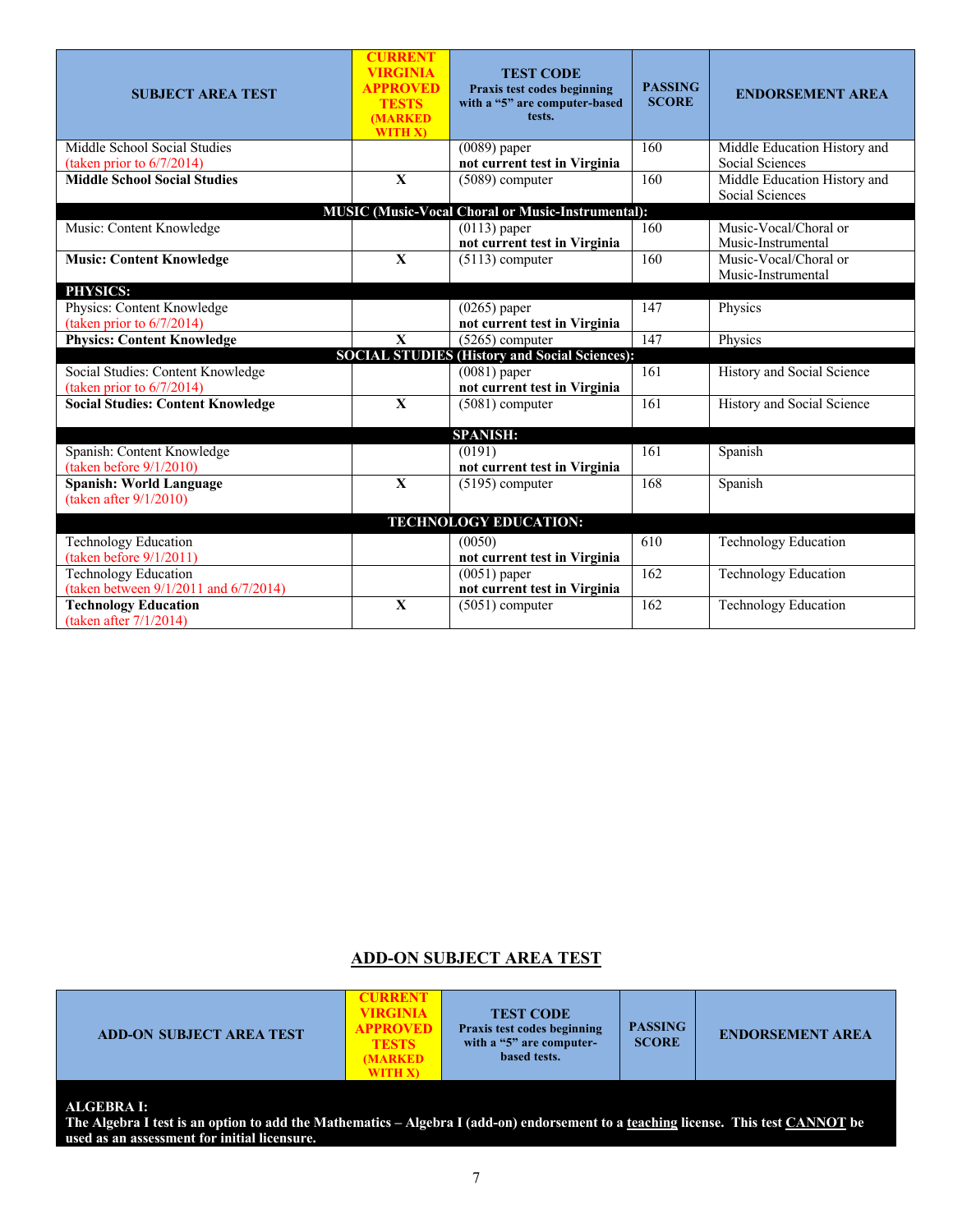| SUBJECT AREA TEST | CURRENT VIRGINIA APPROVED TESTS (MARKED WITH X) | TEST CODE Praxis test codes beginning with a "5" are computer-based tests. | PASSING SCORE | ENDORSEMENT AREA |
|---|---|---|---|---|
| Middle School Social Studies (taken prior to 6/7/2014) | | (0089) paper **not current test in Virginia** | 160 | Middle Education History and Social Sciences |
| **Middle School Social Studies** | X | (5089) computer | 160 | Middle Education History and Social Sciences |
| **MUSIC (Music-Vocal Choral or Music-Instrumental):** | | | | |
| Music: Content Knowledge | | (0113) paper **not current test in Virginia** | 160 | Music-Vocal/Choral or Music-Instrumental |
| **Music: Content Knowledge** | X | (5113) computer | 160 | Music-Vocal/Choral or Music-Instrumental |
| **PHYSICS:** | | | | |
| Physics: Content Knowledge (taken prior to 6/7/2014) | | (0265) paper **not current test in Virginia** | 147 | Physics |
| **Physics: Content Knowledge** | X | (5265) computer | 147 | Physics |
| **SOCIAL STUDIES (History and Social Sciences):** | | | | |
| Social Studies: Content Knowledge (taken prior to 6/7/2014) | | (0081) paper **not current test in Virginia** | 161 | History and Social Science |
| **Social Studies: Content Knowledge** | X | (5081) computer | 161 | History and Social Science |
| **SPANISH:** | | | | |
| Spanish: Content Knowledge (taken before 9/1/2010) | | (0191) **not current test in Virginia** | 161 | Spanish |
| **Spanish: World Language** (taken after 9/1/2010) | X | (5195) computer | 168 | Spanish |
| **TECHNOLOGY EDUCATION:** | | | | |
| Technology Education (taken before 9/1/2011) | | (0050) **not current test in Virginia** | 610 | Technology Education |
| Technology Education (taken between 9/1/2011 and 6/7/2014) | | (0051) paper **not current test in Virginia** | 162 | Technology Education |
| **Technology Education** (taken after 7/1/2014) | X | (5051) computer | 162 | Technology Education |

## ADD-ON SUBJECT AREA TEST

| ADD-ON SUBJECT AREA TEST | CURRENT VIRGINIA APPROVED TESTS (MARKED WITH X) | TEST CODE Praxis test codes beginning with a "5" are computer-based tests. | PASSING SCORE | ENDORSEMENT AREA |
|---|---|---|---|---|
| **ALGEBRA I:** **The Algebra I test is an option to add the Mathematics – Algebra I (add-on) endorsement to a teaching license. This test CANNOT be used as an assessment for initial licensure.** | | | | |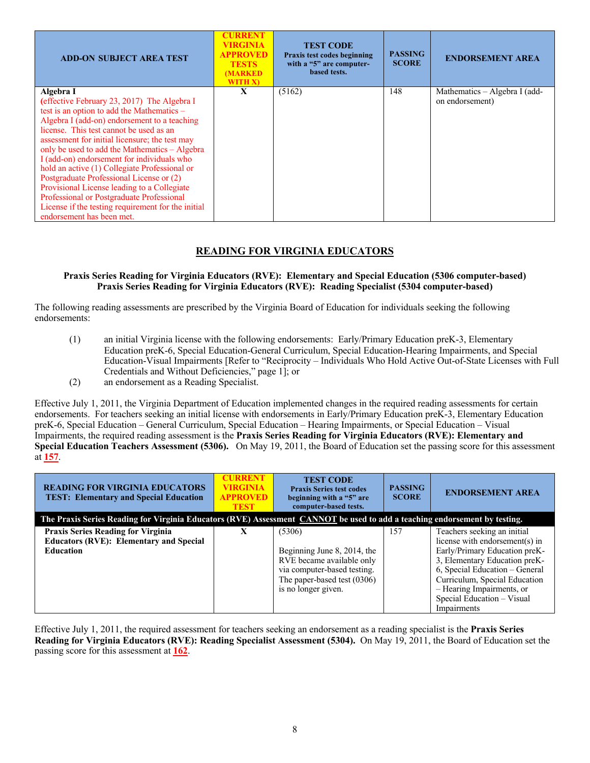| ADD-ON SUBJECT AREA TEST | CURRENT VIRGINIA APPROVED TESTS (MARKED WITH X) | TEST CODE Praxis test codes beginning with a "5" are computer-based tests. | PASSING SCORE | ENDORSEMENT AREA |
|---|---|---|---|---|
| **Algebra I** (effective February 23, 2017) The Algebra I test is an option to add the Mathematics – Algebra I (add-on) endorsement to a teaching license. This test cannot be used as an assessment for initial licensure; the test may only be used to add the Mathematics – Algebra I (add-on) endorsement for individuals who hold an active (1) Collegiate Professional or Postgraduate Professional License or (2) Provisional License leading to a Collegiate Professional or Postgraduate Professional License if the testing requirement for the initial endorsement has been met. | X | (5162) | 148 | Mathematics – Algebra I (add-on endorsement) |

## READING FOR VIRGINIA EDUCATORS

**Praxis Series Reading for Virginia Educators (RVE): Elementary and Special Education (5306 computer-based)**
**Praxis Series Reading for Virginia Educators (RVE): Reading Specialist (5304 computer-based)**

The following reading assessments are prescribed by the Virginia Board of Education for individuals seeking the following endorsements:

(1) an initial Virginia license with the following endorsements: Early/Primary Education preK-3, Elementary Education preK-6, Special Education-General Curriculum, Special Education-Hearing Impairments, and Special Education-Visual Impairments [Refer to "Reciprocity – Individuals Who Hold Active Out-of-State Licenses with Full Credentials and Without Deficiencies," page 1]; or

(2) an endorsement as a Reading Specialist.

Effective July 1, 2011, the Virginia Department of Education implemented changes in the required reading assessments for certain endorsements. For teachers seeking an initial license with endorsements in Early/Primary Education preK-3, Elementary Education preK-6, Special Education – General Curriculum, Special Education – Hearing Impairments, or Special Education – Visual Impairments, the required reading assessment is the **Praxis Series Reading for Virginia Educators (RVE): Elementary and Special Education Teachers Assessment (5306).** On May 19, 2011, the Board of Education set the passing score for this assessment at **157**.

| READING FOR VIRGINIA EDUCATORS TEST: Elementary and Special Education | CURRENT VIRGINIA APPROVED TEST | TEST CODE Praxis Series test codes beginning with a "5" are computer-based tests. | PASSING SCORE | ENDORSEMENT AREA |
|---|---|---|---|---|
| **The Praxis Series Reading for Virginia Educators (RVE) Assessment CANNOT be used to add a teaching endorsement by testing.** | | | | |
| **Praxis Series Reading for Virginia Educators (RVE): Elementary and Special Education** | X | (5306) Beginning June 8, 2014, the RVE became available only via computer-based testing. The paper-based test (0306) is no longer given. | 157 | Teachers seeking an initial license with endorsement(s) in Early/Primary Education preK-3, Elementary Education preK-6, Special Education – General Curriculum, Special Education – Hearing Impairments, or Special Education – Visual Impairments |

Effective July 1, 2011, the required assessment for teachers seeking an endorsement as a reading specialist is the **Praxis Series Reading for Virginia Educators (RVE): Reading Specialist Assessment (5304).** On May 19, 2011, the Board of Education set the passing score for this assessment at **162**.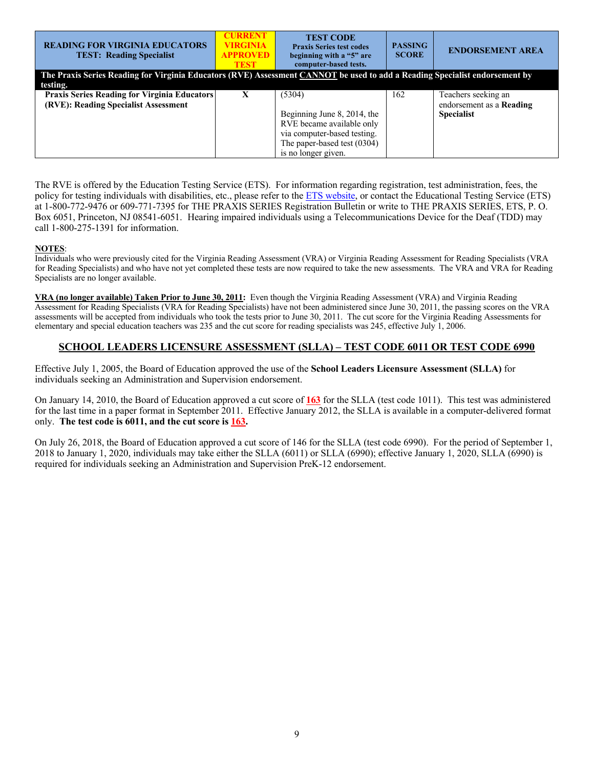| READING FOR VIRGINIA EDUCATORS TEST: Reading Specialist | CURRENT VIRGINIA APPROVED TEST | TEST CODE Praxis Series test codes beginning with a "5" are computer-based tests. | PASSING SCORE | ENDORSEMENT AREA |
|---|---|---|---|---|
| **The Praxis Series Reading for Virginia Educators (RVE) Assessment CANNOT be used to add a Reading Specialist endorsement by testing.** | | | | |
| **Praxis Series Reading for Virginia Educators (RVE): Reading Specialist Assessment** | X | (5304)<br><br>Beginning June 8, 2014, the RVE became available only via computer-based testing. The paper-based test (0304) is no longer given. | 162 | Teachers seeking an endorsement as a **Reading Specialist** |

The RVE is offered by the Education Testing Service (ETS). For information regarding registration, test administration, fees, the policy for testing individuals with disabilities, etc., please refer to the ETS website, or contact the Educational Testing Service (ETS) at 1-800-772-9476 or 609-771-7395 for THE PRAXIS SERIES Registration Bulletin or write to THE PRAXIS SERIES, ETS, P. O. Box 6051, Princeton, NJ 08541-6051. Hearing impaired individuals using a Telecommunications Device for the Deaf (TDD) may call 1-800-275-1391 for information.

**NOTES**:
Individuals who were previously cited for the Virginia Reading Assessment (VRA) or Virginia Reading Assessment for Reading Specialists (VRA for Reading Specialists) and who have not yet completed these tests are now required to take the new assessments. The VRA and VRA for Reading Specialists are no longer available.

**VRA (no longer available) Taken Prior to June 30, 2011:** Even though the Virginia Reading Assessment (VRA) and Virginia Reading Assessment for Reading Specialists (VRA for Reading Specialists) have not been administered since June 30, 2011, the passing scores on the VRA assessments will be accepted from individuals who took the tests prior to June 30, 2011. The cut score for the Virginia Reading Assessments for elementary and special education teachers was 235 and the cut score for reading specialists was 245, effective July 1, 2006.

## SCHOOL LEADERS LICENSURE ASSESSMENT (SLLA) – TEST CODE 6011 OR TEST CODE 6990

Effective July 1, 2005, the Board of Education approved the use of the **School Leaders Licensure Assessment (SLLA)** for individuals seeking an Administration and Supervision endorsement.

On January 14, 2010, the Board of Education approved a cut score of **163** for the SLLA (test code 1011). This test was administered for the last time in a paper format in September 2011. Effective January 2012, the SLLA is available in a computer-delivered format only. **The test code is 6011, and the cut score is 163.**

On July 26, 2018, the Board of Education approved a cut score of 146 for the SLLA (test code 6990). For the period of September 1, 2018 to January 1, 2020, individuals may take either the SLLA (6011) or SLLA (6990); effective January 1, 2020, SLLA (6990) is required for individuals seeking an Administration and Supervision PreK-12 endorsement.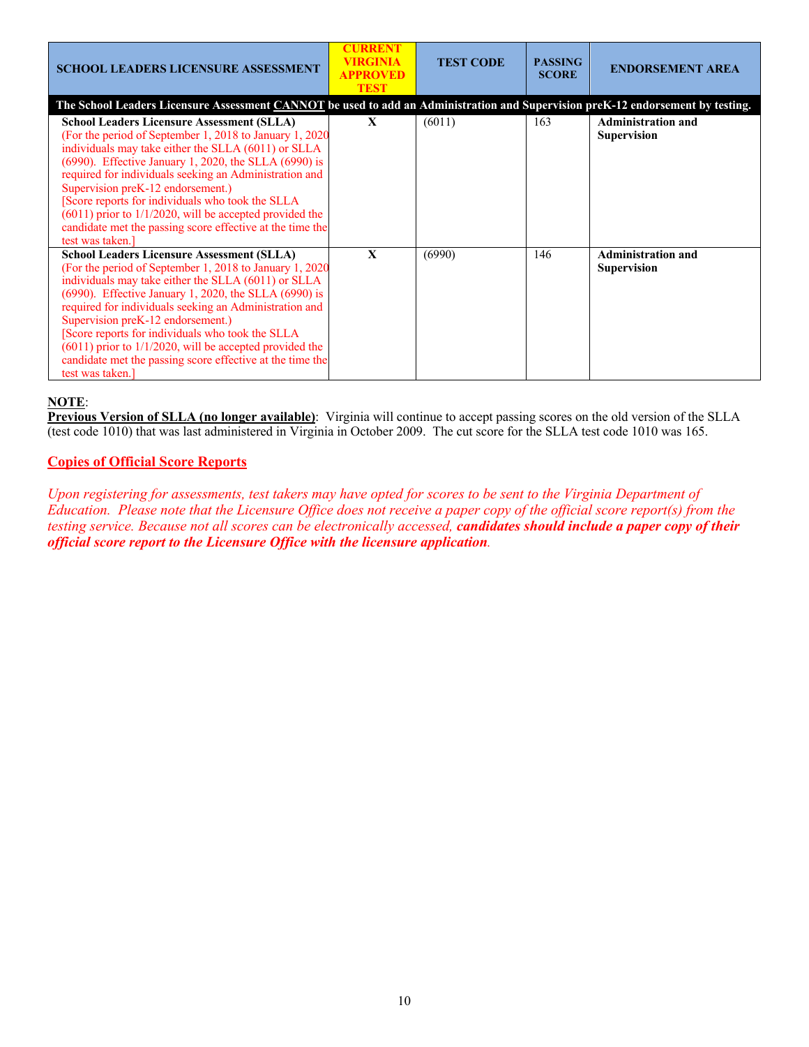| SCHOOL LEADERS LICENSURE ASSESSMENT | CURRENT VIRGINIA APPROVED TEST | TEST CODE | PASSING SCORE | ENDORSEMENT AREA |
|---|---|---|---|---|
| **The School Leaders Licensure Assessment CANNOT be used to add an Administration and Supervision preK-12 endorsement by testing.** | | | | |
| **School Leaders Licensure Assessment (SLLA)** (For the period of September 1, 2018 to January 1, 2020 individuals may take either the SLLA (6011) or SLLA (6990). Effective January 1, 2020, the SLLA (6990) is required for individuals seeking an Administration and Supervision preK-12 endorsement.) [Score reports for individuals who took the SLLA (6011) prior to 1/1/2020, will be accepted provided the candidate met the passing score effective at the time the test was taken.] | **X** | (6011) | 163 | **Administration and Supervision** |
| **School Leaders Licensure Assessment (SLLA)** (For the period of September 1, 2018 to January 1, 2020 individuals may take either the SLLA (6011) or SLLA (6990). Effective January 1, 2020, the SLLA (6990) is required for individuals seeking an Administration and Supervision preK-12 endorsement.) [Score reports for individuals who took the SLLA (6011) prior to 1/1/2020, will be accepted provided the candidate met the passing score effective at the time the test was taken.] | **X** | (6990) | 146 | **Administration and Supervision** |

**NOTE**:
**Previous Version of SLLA (no longer available)**: Virginia will continue to accept passing scores on the old version of the SLLA (test code 1010) that was last administered in Virginia in October 2009. The cut score for the SLLA test code 1010 was 165.

**Copies of Official Score Reports**

*Upon registering for assessments, test takers may have opted for scores to be sent to the Virginia Department of Education. Please note that the Licensure Office does not receive a paper copy of the official score report(s) from the testing service. Because not all scores can be electronically accessed,* ***candidates should include a paper copy of their official score report to the Licensure Office with the licensure application****.*